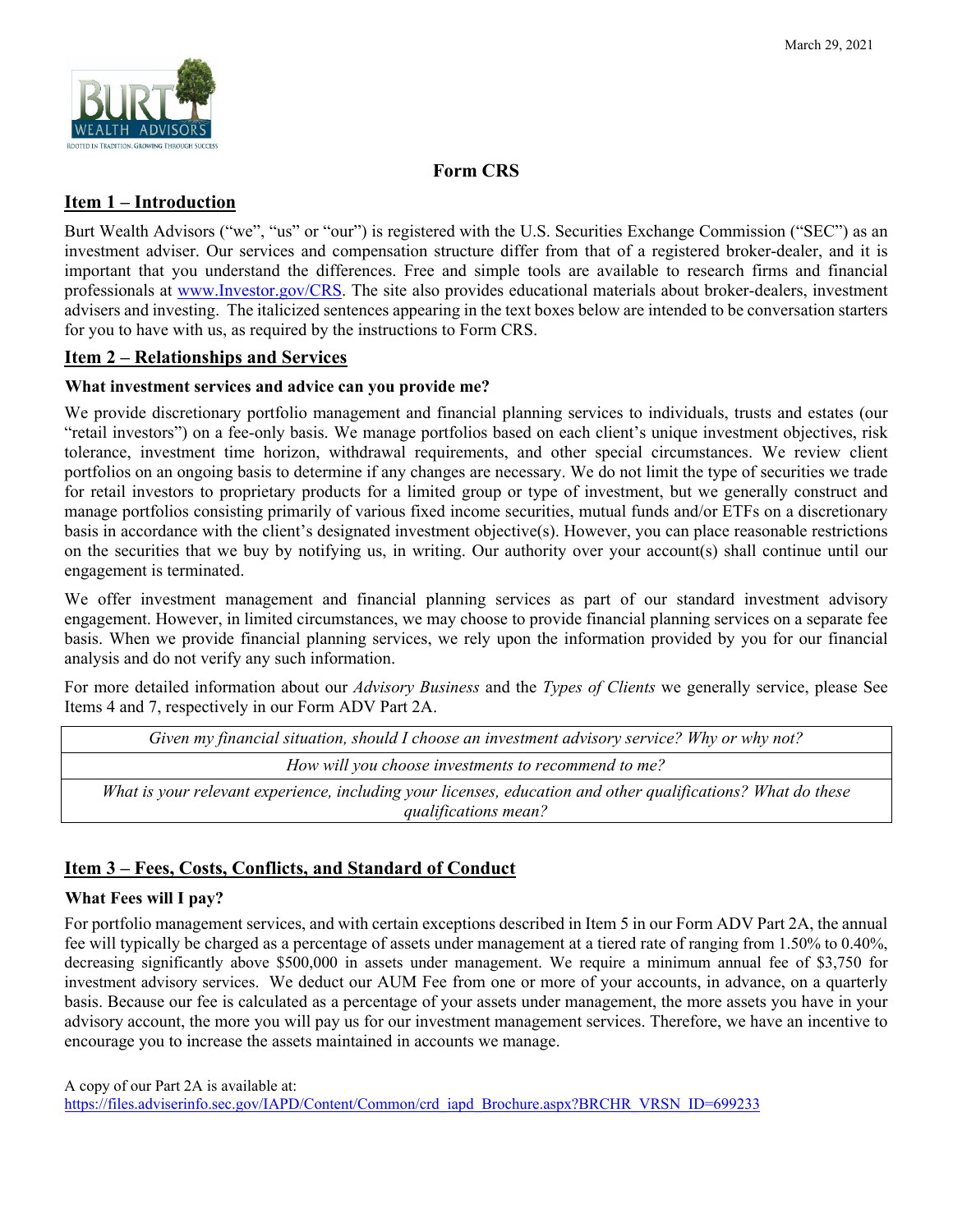March 29, 2021

# Form CRS

## Item 1 – Introduction

Burt Wealth Advisors ("we", "us" or "our") is registered with the U.S. Securities Exchange Commission ("SEC") as an investment adviser. Our services and compensation structure differ from that of a registered broker-dealer, and it is important that you understand the differences. Free and simple tools are available to research firms and financial professionals at [www.Investor.gov/CRS](http://www.Investor.gov/CRS). The site also provides educational materials about broker-dealers, investment advisers and investing. The italicized sentences appearing in the text boxes below are intended to be conversation starters for you to have with us, as required by the instructions to Form CRS.

## Item 2 – Relationships and Services

**What investment services and advice can you provide me?**

We provide discretionary portfolio management and financial planning services to individuals, trusts and estates (our "retail investors") on a fee-only basis. We manage portfolios based on each client's unique investment objectives, risk tolerance, investment time horizon, withdrawal requirements, and other special circumstances. We review client portfolios on an ongoing basis to determine if any changes are necessary. We do not limit the type of securities we trade for retail investors to proprietary products for a limited group or type of investment, but we generally construct and manage portfolios consisting primarily of various fixed income securities, mutual funds and/or ETFs on a discretionary basis in accordance with the client's designated investment objective(s). However, you can place reasonable restrictions on the securities that we buy by notifying us, in writing. Our authority over your account(s) shall continue until our engagement is terminated.

We offer investment management and financial planning services as part of our standard investment advisory engagement. However, in limited circumstances, we may choose to provide financial planning services on a separate fee basis. When we provide financial planning services, we rely upon the information provided by you for our financial analysis and do not verify any such information.

For more detailed information about our *Advisory Business* and the *Types of Clients* we generally service, please See Items 4 and 7, respectively in our Form ADV Part 2A.

| *Given my financial situation, should I choose an investment advisory service? Why or why not?* |
|---|
| *How will you choose investments to recommend to me?* |
| *What is your relevant experience, including your licenses, education and other qualifications? What do these qualifications mean?* |

## Item 3 – Fees, Costs, Conflicts, and Standard of Conduct

**What Fees will I pay?**

For portfolio management services, and with certain exceptions described in Item 5 in our Form ADV Part 2A, the annual fee will typically be charged as a percentage of assets under management at a tiered rate of ranging from 1.50% to 0.40%, decreasing significantly above $500,000 in assets under management. We require a minimum annual fee of $3,750 for investment advisory services. We deduct our AUM Fee from one or more of your accounts, in advance, on a quarterly basis. Because our fee is calculated as a percentage of your assets under management, the more assets you have in your advisory account, the more you will pay us for our investment management services. Therefore, we have an incentive to encourage you to increase the assets maintained in accounts we manage.

A copy of our Part 2A is available at:
[https://files.adviserinfo.sec.gov/IAPD/Content/Common/crd_iapd_Brochure.aspx?BRCHR_VRSN_ID=699233](https://files.adviserinfo.sec.gov/IAPD/Content/Common/crd_iapd_Brochure.aspx?BRCHR_VRSN_ID=699233)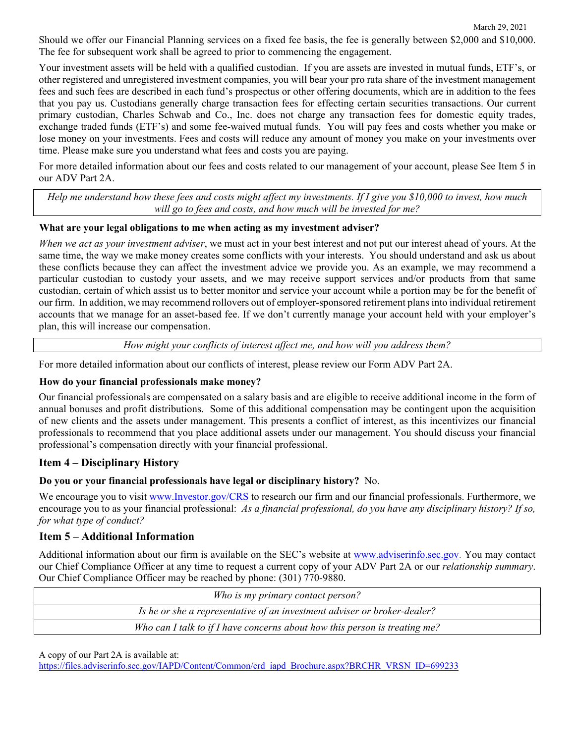Should we offer our Financial Planning services on a fixed fee basis, the fee is generally between $2,000 and $10,000. The fee for subsequent work shall be agreed to prior to commencing the engagement.

Your investment assets will be held with a qualified custodian. If you are assets are invested in mutual funds, ETF's, or other registered and unregistered investment companies, you will bear your pro rata share of the investment management fees and such fees are described in each fund's prospectus or other offering documents, which are in addition to the fees that you pay us. Custodians generally charge transaction fees for effecting certain securities transactions. Our current primary custodian, Charles Schwab and Co., Inc. does not charge any transaction fees for domestic equity trades, exchange traded funds (ETF's) and some fee-waived mutual funds. You will pay fees and costs whether you make or lose money on your investments. Fees and costs will reduce any amount of money you make on your investments over time. Please make sure you understand what fees and costs you are paying.

For more detailed information about our fees and costs related to our management of your account, please See Item 5 in our ADV Part 2A.

| *Help me understand how these fees and costs might affect my investments. If I give you $10,000 to invest, how much will go to fees and costs, and how much will be invested for me?* |
|---|

**What are your legal obligations to me when acting as my investment adviser?**

*When we act as your investment adviser*, we must act in your best interest and not put our interest ahead of yours. At the same time, the way we make money creates some conflicts with your interests. You should understand and ask us about these conflicts because they can affect the investment advice we provide you. As an example, we may recommend a particular custodian to custody your assets, and we may receive support services and/or products from that same custodian, certain of which assist us to better monitor and service your account while a portion may be for the benefit of our firm. In addition, we may recommend rollovers out of employer-sponsored retirement plans into individual retirement accounts that we manage for an asset-based fee. If we don't currently manage your account held with your employer's plan, this will increase our compensation.

| *How might your conflicts of interest affect me, and how will you address them?* |
|---|

For more detailed information about our conflicts of interest, please review our Form ADV Part 2A.

**How do your financial professionals make money?**

Our financial professionals are compensated on a salary basis and are eligible to receive additional income in the form of annual bonuses and profit distributions. Some of this additional compensation may be contingent upon the acquisition of new clients and the assets under management. This presents a conflict of interest, as this incentivizes our financial professionals to recommend that you place additional assets under our management. You should discuss your financial professional's compensation directly with your financial professional.

## Item 4 – Disciplinary History

**Do you or your financial professionals have legal or disciplinary history?** No.

We encourage you to visit www.Investor.gov/CRS to research our firm and our financial professionals. Furthermore, we encourage you to as your financial professional: *As a financial professional, do you have any disciplinary history? If so, for what type of conduct?*

## Item 5 – Additional Information

Additional information about our firm is available on the SEC's website at www.adviserinfo.sec.gov. You may contact our Chief Compliance Officer at any time to request a current copy of your ADV Part 2A or our *relationship summary*. Our Chief Compliance Officer may be reached by phone: (301) 770-9880.

| *Who is my primary contact person?* |
|---|
| *Is he or she a representative of an investment adviser or broker-dealer?* |
| *Who can I talk to if I have concerns about how this person is treating me?* |

A copy of our Part 2A is available at:
https://files.adviserinfo.sec.gov/IAPD/Content/Common/crd_iapd_Brochure.aspx?BRCHR_VRSN_ID=699233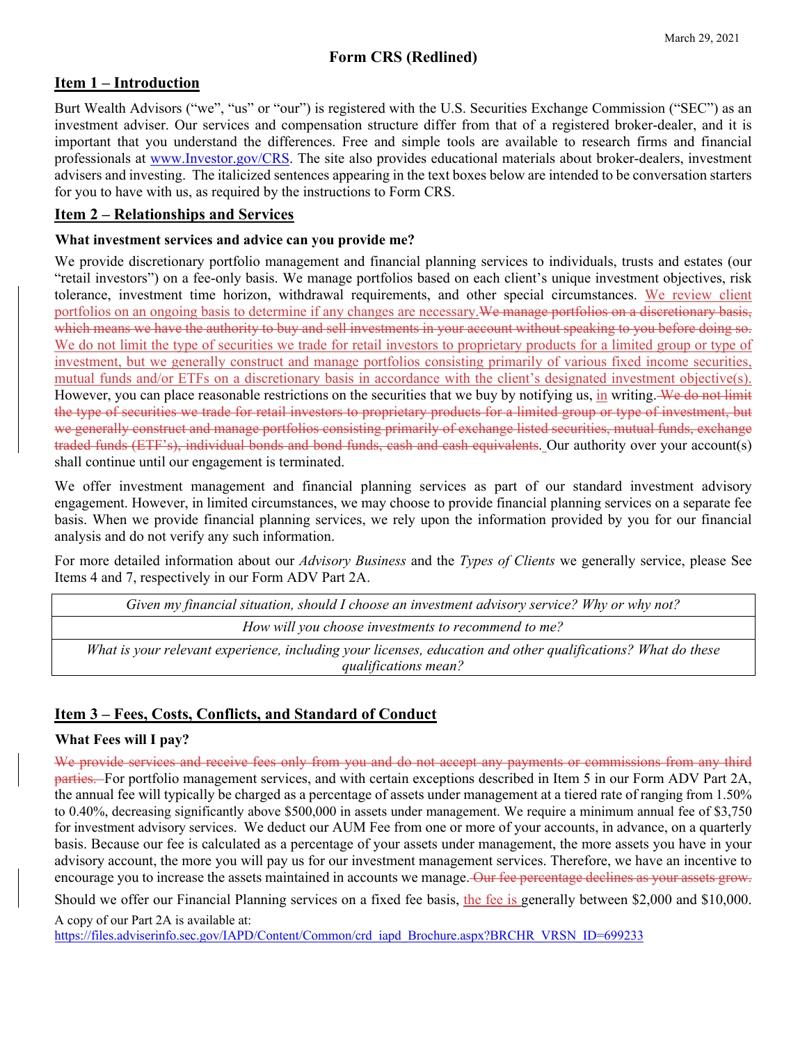March 29, 2021

# Form CRS (Redlined)

## Item 1 – Introduction

Burt Wealth Advisors ("we", "us" or "our") is registered with the U.S. Securities Exchange Commission ("SEC") as an investment adviser. Our services and compensation structure differ from that of a registered broker-dealer, and it is important that you understand the differences. Free and simple tools are available to research firms and financial professionals at www.Investor.gov/CRS. The site also provides educational materials about broker-dealers, investment advisers and investing. The italicized sentences appearing in the text boxes below are intended to be conversation starters for you to have with us, as required by the instructions to Form CRS.

## Item 2 – Relationships and Services

**What investment services and advice can you provide me?**

We provide discretionary portfolio management and financial planning services to individuals, trusts and estates (our "retail investors") on a fee-only basis. We manage portfolios based on each client's unique investment objectives, risk tolerance, investment time horizon, withdrawal requirements, and other special circumstances. <u>We review client portfolios on an ongoing basis to determine if any changes are necessary.</u>~~We manage portfolios on a discretionary basis, which means we have the authority to buy and sell investments in your account without speaking to you before doing so.~~ <u>We do not limit the type of securities we trade for retail investors to proprietary products for a limited group or type of investment, but we generally construct and manage portfolios consisting primarily of various fixed income securities, mutual funds and/or ETFs on a discretionary basis in accordance with the client's designated investment objective(s).</u> However, you can place reasonable restrictions on the securities that we buy by notifying us, <u>in</u> writing. ~~We do not limit the type of securities we trade for retail investors to proprietary products for a limited group or type of investment, but we generally construct and manage portfolios consisting primarily of exchange listed securities, mutual funds, exchange traded funds (ETF's), individual bonds and bond funds, cash and cash equivalents.~~ Our authority over your account(s) shall continue until our engagement is terminated.

We offer investment management and financial planning services as part of our standard investment advisory engagement. However, in limited circumstances, we may choose to provide financial planning services on a separate fee basis. When we provide financial planning services, we rely upon the information provided by you for our financial analysis and do not verify any such information.

For more detailed information about our *Advisory Business* and the *Types of Clients* we generally service, please See Items 4 and 7, respectively in our Form ADV Part 2A.

| *Given my financial situation, should I choose an investment advisory service? Why or why not?* |
|---|
| *How will you choose investments to recommend to me?* |
| *What is your relevant experience, including your licenses, education and other qualifications? What do these qualifications mean?* |

## Item 3 – Fees, Costs, Conflicts, and Standard of Conduct

**What Fees will I pay?**

~~We provide services and receive fees only from you and do not accept any payments or commissions from any third parties.~~ For portfolio management services, and with certain exceptions described in Item 5 in our Form ADV Part 2A, the annual fee will typically be charged as a percentage of assets under management at a tiered rate of ranging from 1.50% to 0.40%, decreasing significantly above $500,000 in assets under management. We require a minimum annual fee of $3,750 for investment advisory services. We deduct our AUM Fee from one or more of your accounts, in advance, on a quarterly basis. Because our fee is calculated as a percentage of your assets under management, the more assets you have in your advisory account, the more you will pay us for our investment management services. Therefore, we have an incentive to encourage you to increase the assets maintained in accounts we manage. ~~Our fee percentage declines as your assets grow.~~

Should we offer our Financial Planning services on a fixed fee basis, <u>the fee is</u> generally between $2,000 and $10,000.

A copy of our Part 2A is available at:
https://files.adviserinfo.sec.gov/IAPD/Content/Common/crd_iapd_Brochure.aspx?BRCHR_VRSN_ID=699233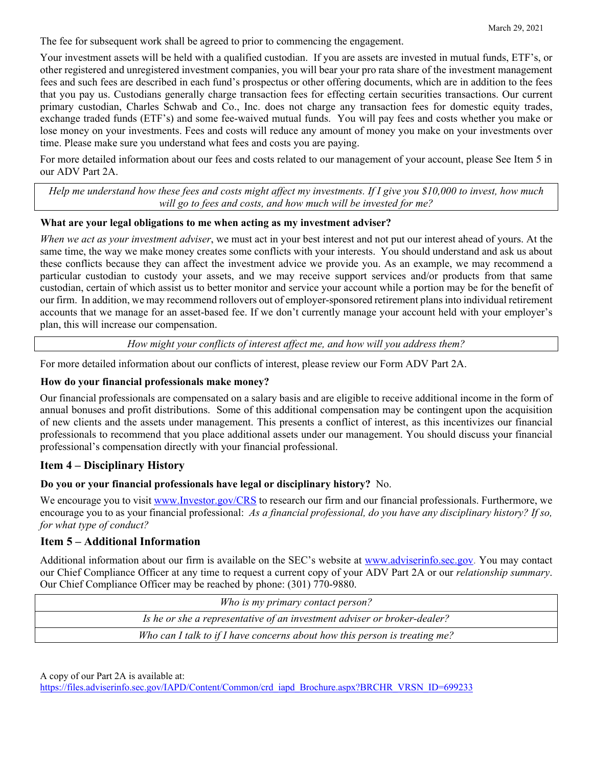The fee for subsequent work shall be agreed to prior to commencing the engagement.

Your investment assets will be held with a qualified custodian. If you are assets are invested in mutual funds, ETF's, or other registered and unregistered investment companies, you will bear your pro rata share of the investment management fees and such fees are described in each fund's prospectus or other offering documents, which are in addition to the fees that you pay us. Custodians generally charge transaction fees for effecting certain securities transactions. Our current primary custodian, Charles Schwab and Co., Inc. does not charge any transaction fees for domestic equity trades, exchange traded funds (ETF's) and some fee-waived mutual funds. You will pay fees and costs whether you make or lose money on your investments. Fees and costs will reduce any amount of money you make on your investments over time. Please make sure you understand what fees and costs you are paying.

For more detailed information about our fees and costs related to our management of your account, please See Item 5 in our ADV Part 2A.

| |
|---|
| *Help me understand how these fees and costs might affect my investments. If I give you $10,000 to invest, how much will go to fees and costs, and how much will be invested for me?* |

**What are your legal obligations to me when acting as my investment adviser?**

*When we act as your investment adviser*, we must act in your best interest and not put our interest ahead of yours. At the same time, the way we make money creates some conflicts with your interests. You should understand and ask us about these conflicts because they can affect the investment advice we provide you. As an example, we may recommend a particular custodian to custody your assets, and we may receive support services and/or products from that same custodian, certain of which assist us to better monitor and service your account while a portion may be for the benefit of our firm. In addition, we may recommend rollovers out of employer-sponsored retirement plans into individual retirement accounts that we manage for an asset-based fee. If we don't currently manage your account held with your employer's plan, this will increase our compensation.

| |
|---|
| *How might your conflicts of interest affect me, and how will you address them?* |

For more detailed information about our conflicts of interest, please review our Form ADV Part 2A.

**How do your financial professionals make money?**

Our financial professionals are compensated on a salary basis and are eligible to receive additional income in the form of annual bonuses and profit distributions. Some of this additional compensation may be contingent upon the acquisition of new clients and the assets under management. This presents a conflict of interest, as this incentivizes our financial professionals to recommend that you place additional assets under our management. You should discuss your financial professional's compensation directly with your financial professional.

## Item 4 – Disciplinary History

**Do you or your financial professionals have legal or disciplinary history?** No.

We encourage you to visit www.Investor.gov/CRS to research our firm and our financial professionals. Furthermore, we encourage you to as your financial professional: *As a financial professional, do you have any disciplinary history? If so, for what type of conduct?*

## Item 5 – Additional Information

Additional information about our firm is available on the SEC's website at www.adviserinfo.sec.gov. You may contact our Chief Compliance Officer at any time to request a current copy of your ADV Part 2A or our *relationship summary*. Our Chief Compliance Officer may be reached by phone: (301) 770-9880.

| |
|---|
| *Who is my primary contact person?* |
| *Is he or she a representative of an investment adviser or broker-dealer?* |
| *Who can I talk to if I have concerns about how this person is treating me?* |

A copy of our Part 2A is available at:
https://files.adviserinfo.sec.gov/IAPD/Content/Common/crd_iapd_Brochure.aspx?BRCHR_VRSN_ID=699233